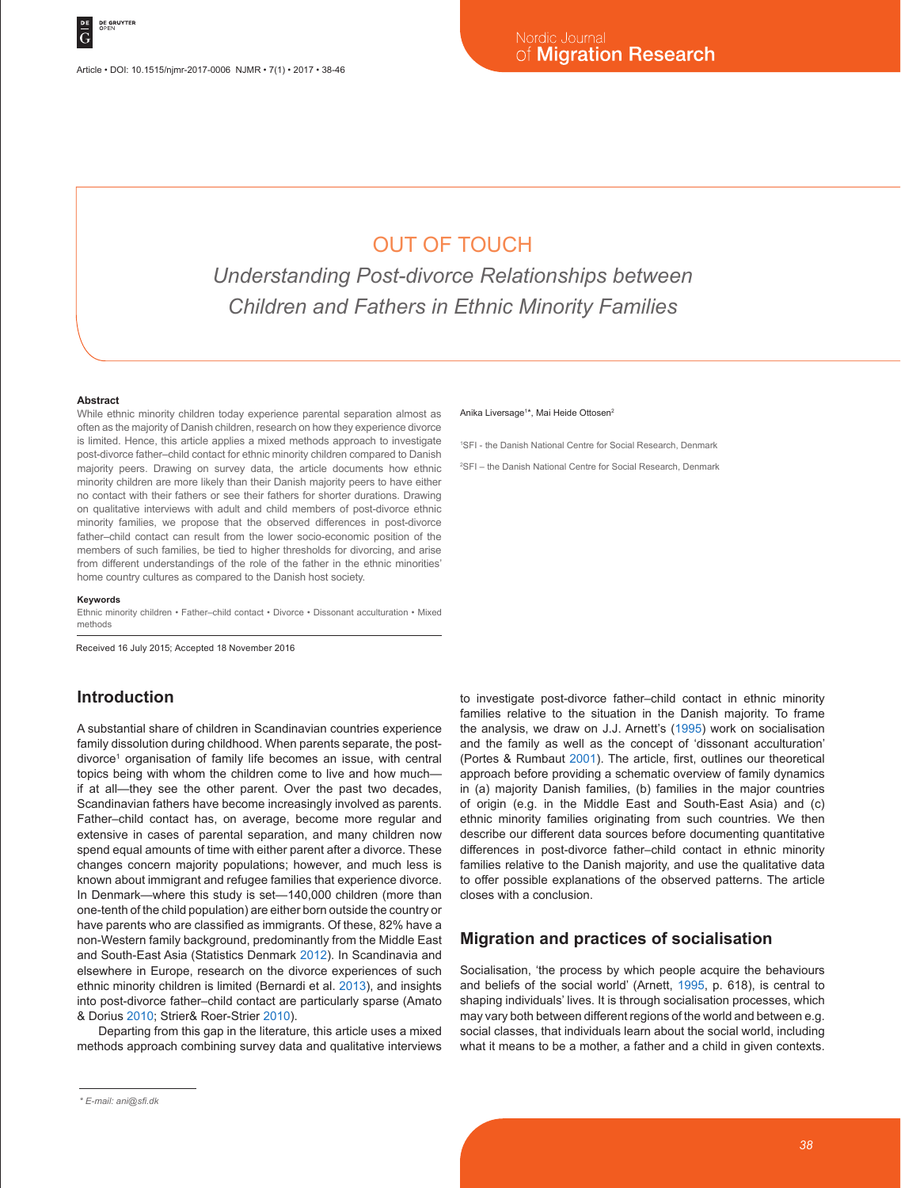# OUT OF TOUCH

## *Understanding Post-divorce Relationships between Children and Fathers in Ethnic Minority Families*

Anika Liversage[1]*, Mai Heide Ottosen[2]

[1]SFI - the Danish National Centre for Social Research, Denmark

[2]SFI – the Danish National Centre for Social Research, Denmark

### Abstract

While ethnic minority children today experience parental separation almost as often as the majority of Danish children, research on how they experience divorce is limited. Hence, this article applies a mixed methods approach to investigate post-divorce father–child contact for ethnic minority children compared to Danish majority peers. Drawing on survey data, the article documents how ethnic minority children are more likely than their Danish majority peers to have either no contact with their fathers or see their fathers for shorter durations. Drawing on qualitative interviews with adult and child members of post-divorce ethnic minority families, we propose that the observed differences in post-divorce father–child contact can result from the lower socio-economic position of the members of such families, be tied to higher thresholds for divorcing, and arise from different understandings of the role of the father in the ethnic minorities' home country cultures as compared to the Danish host society.

### Keywords

Ethnic minority children • Father–child contact • Divorce • Dissonant acculturation • Mixed methods

Received 16 July 2015; Accepted 18 November 2016

## Introduction

A substantial share of children in Scandinavian countries experience family dissolution during childhood. When parents separate, the post-divorce[1] organisation of family life becomes an issue, with central topics being with whom the children come to live and how much—if at all—they see the other parent. Over the past two decades, Scandinavian fathers have become increasingly involved as parents. Father–child contact has, on average, become more regular and extensive in cases of parental separation, and many children now spend equal amounts of time with either parent after a divorce. These changes concern majority populations; however, and much less is known about immigrant and refugee families that experience divorce. In Denmark—where this study is set—140,000 children (more than one-tenth of the child population) are either born outside the country or have parents who are classified as immigrants. Of these, 82% have a non-Western family background, predominantly from the Middle East and South-East Asia (Statistics Denmark 2012). In Scandinavia and elsewhere in Europe, research on the divorce experiences of such ethnic minority children is limited (Bernardi et al. 2013), and insights into post-divorce father–child contact are particularly sparse (Amato & Dorius 2010; Strier& Roer-Strier 2010).

Departing from this gap in the literature, this article uses a mixed methods approach combining survey data and qualitative interviews to investigate post-divorce father–child contact in ethnic minority families relative to the situation in the Danish majority. To frame the analysis, we draw on J.J. Arnett's (1995) work on socialisation and the family as well as the concept of 'dissonant acculturation' (Portes & Rumbaut 2001). The article, first, outlines our theoretical approach before providing a schematic overview of family dynamics in (a) majority Danish families, (b) families in the major countries of origin (e.g. in the Middle East and South-East Asia) and (c) ethnic minority families originating from such countries. We then describe our different data sources before documenting quantitative differences in post-divorce father–child contact in ethnic minority families relative to the Danish majority, and use the qualitative data to offer possible explanations of the observed patterns. The article closes with a conclusion.

## Migration and practices of socialisation

Socialisation, 'the process by which people acquire the behaviours and beliefs of the social world' (Arnett, 1995, p. 618), is central to shaping individuals' lives. It is through socialisation processes, which may vary both between different regions of the world and between e.g. social classes, that individuals learn about the social world, including what it means to be a mother, a father and a child in given contexts.

\* E-mail: ani@sfi.dk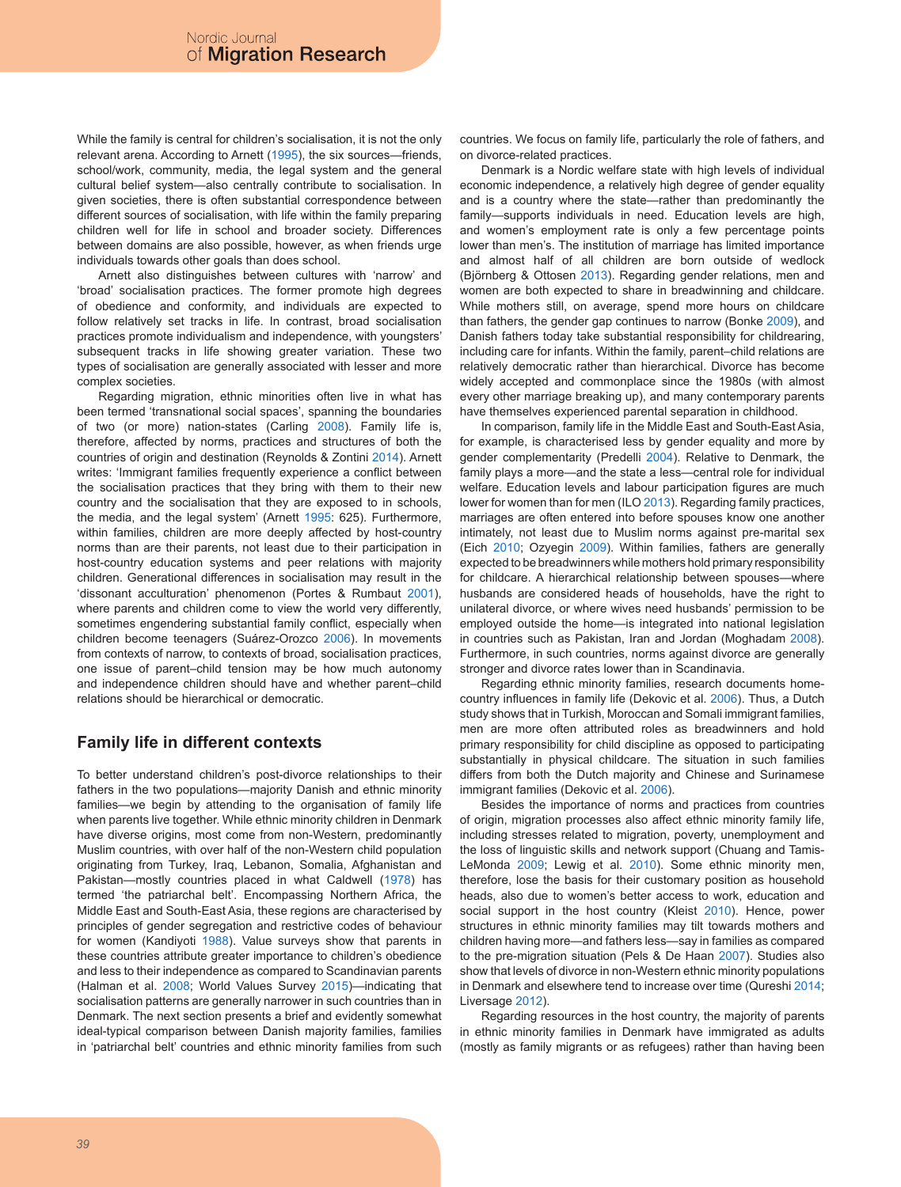While the family is central for children's socialisation, it is not the only relevant arena. According to Arnett (1995), the six sources—friends, school/work, community, media, the legal system and the general cultural belief system—also centrally contribute to socialisation. In given societies, there is often substantial correspondence between different sources of socialisation, with life within the family preparing children well for life in school and broader society. Differences between domains are also possible, however, as when friends urge individuals towards other goals than does school.

Arnett also distinguishes between cultures with 'narrow' and 'broad' socialisation practices. The former promote high degrees of obedience and conformity, and individuals are expected to follow relatively set tracks in life. In contrast, broad socialisation practices promote individualism and independence, with youngsters' subsequent tracks in life showing greater variation. These two types of socialisation are generally associated with lesser and more complex societies.

Regarding migration, ethnic minorities often live in what has been termed 'transnational social spaces', spanning the boundaries of two (or more) nation-states (Carling 2008). Family life is, therefore, affected by norms, practices and structures of both the countries of origin and destination (Reynolds & Zontini 2014). Arnett writes: 'Immigrant families frequently experience a conflict between the socialisation practices that they bring with them to their new country and the socialisation that they are exposed to in schools, the media, and the legal system' (Arnett 1995: 625). Furthermore, within families, children are more deeply affected by host-country norms than are their parents, not least due to their participation in host-country education systems and peer relations with majority children. Generational differences in socialisation may result in the 'dissonant acculturation' phenomenon (Portes & Rumbaut 2001), where parents and children come to view the world very differently, sometimes engendering substantial family conflict, especially when children become teenagers (Suárez-Orozco 2006). In movements from contexts of narrow, to contexts of broad, socialisation practices, one issue of parent–child tension may be how much autonomy and independence children should have and whether parent–child relations should be hierarchical or democratic.

## Family life in different contexts

To better understand children's post-divorce relationships to their fathers in the two populations—majority Danish and ethnic minority families—we begin by attending to the organisation of family life when parents live together. While ethnic minority children in Denmark have diverse origins, most come from non-Western, predominantly Muslim countries, with over half of the non-Western child population originating from Turkey, Iraq, Lebanon, Somalia, Afghanistan and Pakistan—mostly countries placed in what Caldwell (1978) has termed 'the patriarchal belt'. Encompassing Northern Africa, the Middle East and South-East Asia, these regions are characterised by principles of gender segregation and restrictive codes of behaviour for women (Kandiyoti 1988). Value surveys show that parents in these countries attribute greater importance to children's obedience and less to their independence as compared to Scandinavian parents (Halman et al. 2008; World Values Survey 2015)—indicating that socialisation patterns are generally narrower in such countries than in Denmark. The next section presents a brief and evidently somewhat ideal-typical comparison between Danish majority families, families in 'patriarchal belt' countries and ethnic minority families from such countries. We focus on family life, particularly the role of fathers, and on divorce-related practices.

Denmark is a Nordic welfare state with high levels of individual economic independence, a relatively high degree of gender equality and is a country where the state—rather than predominantly the family—supports individuals in need. Education levels are high, and women's employment rate is only a few percentage points lower than men's. The institution of marriage has limited importance and almost half of all children are born outside of wedlock (Björnberg & Ottosen 2013). Regarding gender relations, men and women are both expected to share in breadwinning and childcare. While mothers still, on average, spend more hours on childcare than fathers, the gender gap continues to narrow (Bonke 2009), and Danish fathers today take substantial responsibility for childrearing, including care for infants. Within the family, parent–child relations are relatively democratic rather than hierarchical. Divorce has become widely accepted and commonplace since the 1980s (with almost every other marriage breaking up), and many contemporary parents have themselves experienced parental separation in childhood.

In comparison, family life in the Middle East and South-East Asia, for example, is characterised less by gender equality and more by gender complementarity (Predelli 2004). Relative to Denmark, the family plays a more—and the state a less—central role for individual welfare. Education levels and labour participation figures are much lower for women than for men (ILO 2013). Regarding family practices, marriages are often entered into before spouses know one another intimately, not least due to Muslim norms against pre-marital sex (Eich 2010; Ozyegin 2009). Within families, fathers are generally expected to be breadwinners while mothers hold primary responsibility for childcare. A hierarchical relationship between spouses—where husbands are considered heads of households, have the right to unilateral divorce, or where wives need husbands' permission to be employed outside the home—is integrated into national legislation in countries such as Pakistan, Iran and Jordan (Moghadam 2008). Furthermore, in such countries, norms against divorce are generally stronger and divorce rates lower than in Scandinavia.

Regarding ethnic minority families, research documents home-country influences in family life (Dekovic et al. 2006). Thus, a Dutch study shows that in Turkish, Moroccan and Somali immigrant families, men are more often attributed roles as breadwinners and hold primary responsibility for child discipline as opposed to participating substantially in physical childcare. The situation in such families differs from both the Dutch majority and Chinese and Surinamese immigrant families (Dekovic et al. 2006).

Besides the importance of norms and practices from countries of origin, migration processes also affect ethnic minority family life, including stresses related to migration, poverty, unemployment and the loss of linguistic skills and network support (Chuang and Tamis-LeMonda 2009; Lewig et al. 2010). Some ethnic minority men, therefore, lose the basis for their customary position as household heads, also due to women's better access to work, education and social support in the host country (Kleist 2010). Hence, power structures in ethnic minority families may tilt towards mothers and children having more—and fathers less—say in families as compared to the pre-migration situation (Pels & De Haan 2007). Studies also show that levels of divorce in non-Western ethnic minority populations in Denmark and elsewhere tend to increase over time (Qureshi 2014; Liversage 2012).

Regarding resources in the host country, the majority of parents in ethnic minority families in Denmark have immigrated as adults (mostly as family migrants or as refugees) rather than having been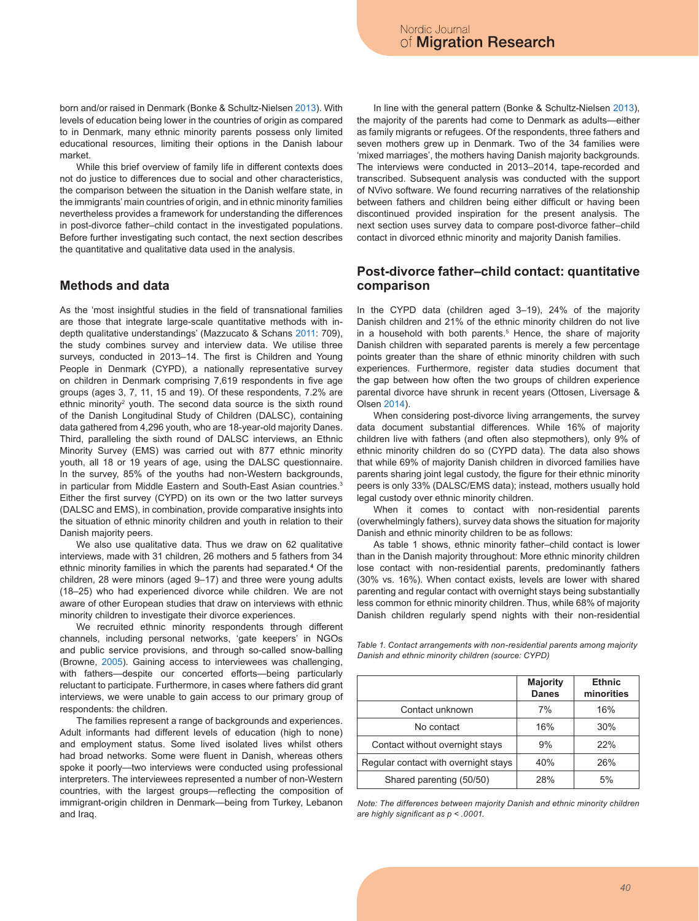born and/or raised in Denmark (Bonke & Schultz-Nielsen 2013). With levels of education being lower in the countries of origin as compared to in Denmark, many ethnic minority parents possess only limited educational resources, limiting their options in the Danish labour market.

While this brief overview of family life in different contexts does not do justice to differences due to social and other characteristics, the comparison between the situation in the Danish welfare state, in the immigrants' main countries of origin, and in ethnic minority families nevertheless provides a framework for understanding the differences in post-divorce father–child contact in the investigated populations. Before further investigating such contact, the next section describes the quantitative and qualitative data used in the analysis.

## Methods and data

As the 'most insightful studies in the field of transnational families are those that integrate large-scale quantitative methods with in-depth qualitative understandings' (Mazzucato & Schans 2011: 709), the study combines survey and interview data. We utilise three surveys, conducted in 2013–14. The first is Children and Young People in Denmark (CYPD), a nationally representative survey on children in Denmark comprising 7,619 respondents in five age groups (ages 3, 7, 11, 15 and 19). Of these respondents, 7.2% are ethnic minority[2] youth. The second data source is the sixth round of the Danish Longitudinal Study of Children (DALSC), containing data gathered from 4,296 youth, who are 18-year-old majority Danes. Third, paralleling the sixth round of DALSC interviews, an Ethnic Minority Survey (EMS) was carried out with 877 ethnic minority youth, all 18 or 19 years of age, using the DALSC questionnaire. In the survey, 85% of the youths had non-Western backgrounds, in particular from Middle Eastern and South-East Asian countries.[3] Either the first survey (CYPD) on its own or the two latter surveys (DALSC and EMS), in combination, provide comparative insights into the situation of ethnic minority children and youth in relation to their Danish majority peers.

We also use qualitative data. Thus we draw on 62 qualitative interviews, made with 31 children, 26 mothers and 5 fathers from 34 ethnic minority families in which the parents had separated.[4] Of the children, 28 were minors (aged 9–17) and three were young adults (18–25) who had experienced divorce while children. We are not aware of other European studies that draw on interviews with ethnic minority children to investigate their divorce experiences.

We recruited ethnic minority respondents through different channels, including personal networks, 'gate keepers' in NGOs and public service provisions, and through so-called snow-balling (Browne, 2005). Gaining access to interviewees was challenging, with fathers—despite our concerted efforts—being particularly reluctant to participate. Furthermore, in cases where fathers did grant interviews, we were unable to gain access to our primary group of respondents: the children.

The families represent a range of backgrounds and experiences. Adult informants had different levels of education (high to none) and employment status. Some lived isolated lives whilst others had broad networks. Some were fluent in Danish, whereas others spoke it poorly—two interviews were conducted using professional interpreters. The interviewees represented a number of non-Western countries, with the largest groups—reflecting the composition of immigrant-origin children in Denmark—being from Turkey, Lebanon and Iraq.

In line with the general pattern (Bonke & Schultz-Nielsen 2013), the majority of the parents had come to Denmark as adults—either as family migrants or refugees. Of the respondents, three fathers and seven mothers grew up in Denmark. Two of the 34 families were 'mixed marriages', the mothers having Danish majority backgrounds. The interviews were conducted in 2013–2014, tape-recorded and transcribed. Subsequent analysis was conducted with the support of NVivo software. We found recurring narratives of the relationship between fathers and children being either difficult or having been discontinued provided inspiration for the present analysis. The next section uses survey data to compare post-divorce father–child contact in divorced ethnic minority and majority Danish families.

## Post-divorce father–child contact: quantitative comparison

In the CYPD data (children aged 3–19), 24% of the majority Danish children and 21% of the ethnic minority children do not live in a household with both parents.[5] Hence, the share of majority Danish children with separated parents is merely a few percentage points greater than the share of ethnic minority children with such experiences. Furthermore, register data studies document that the gap between how often the two groups of children experience parental divorce have shrunk in recent years (Ottosen, Liversage & Olsen 2014).

When considering post-divorce living arrangements, the survey data document substantial differences. While 16% of majority children live with fathers (and often also stepmothers), only 9% of ethnic minority children do so (CYPD data). The data also shows that while 69% of majority Danish children in divorced families have parents sharing joint legal custody, the figure for their ethnic minority peers is only 33% (DALSC/EMS data); instead, mothers usually hold legal custody over ethnic minority children.

When it comes to contact with non-residential parents (overwhelmingly fathers), survey data shows the situation for majority Danish and ethnic minority children to be as follows:

As table 1 shows, ethnic minority father–child contact is lower than in the Danish majority throughout: More ethnic minority children lose contact with non-residential parents, predominantly fathers (30% vs. 16%). When contact exists, levels are lower with shared parenting and regular contact with overnight stays being substantially less common for ethnic minority children. Thus, while 68% of majority Danish children regularly spend nights with their non-residential

*Table 1. Contact arrangements with non-residential parents among majority Danish and ethnic minority children (source: CYPD)*

| | Majority Danes | Ethnic minorities |
|---|---|---|
| Contact unknown | 7% | 16% |
| No contact | 16% | 30% |
| Contact without overnight stays | 9% | 22% |
| Regular contact with overnight stays | 40% | 26% |
| Shared parenting (50/50) | 28% | 5% |

*Note: The differences between majority Danish and ethnic minority children are highly significant as $p < .0001$.*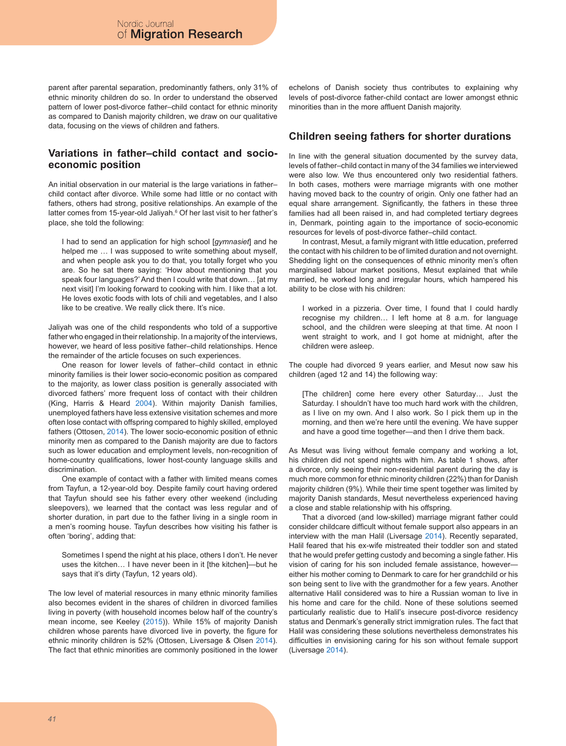parent after parental separation, predominantly fathers, only 31% of ethnic minority children do so. In order to understand the observed pattern of lower post-divorce father–child contact for ethnic minority as compared to Danish majority children, we draw on our qualitative data, focusing on the views of children and fathers.

## Variations in father–child contact and socio-economic position

An initial observation in our material is the large variations in father–child contact after divorce. While some had little or no contact with fathers, others had strong, positive relationships. An example of the latter comes from 15-year-old Jaliyah.[6] Of her last visit to her father's place, she told the following:

> I had to send an application for high school [*gymnasiet*] and he helped me … I was supposed to write something about myself, and when people ask you to do that, you totally forget who you are. So he sat there saying: 'How about mentioning that you speak four languages?' And then I could write that down… [at my next visit] I'm looking forward to cooking with him. I like that a lot. He loves exotic foods with lots of chili and vegetables, and I also like to be creative. We really click there. It's nice.

Jaliyah was one of the child respondents who told of a supportive father who engaged in their relationship. In a majority of the interviews, however, we heard of less positive father–child relationships. Hence the remainder of the article focuses on such experiences.

One reason for lower levels of father–child contact in ethnic minority families is their lower socio-economic position as compared to the majority, as lower class position is generally associated with divorced fathers' more frequent loss of contact with their children (King, Harris & Heard 2004). Within majority Danish families, unemployed fathers have less extensive visitation schemes and more often lose contact with offspring compared to highly skilled, employed fathers (Ottosen, 2014). The lower socio-economic position of ethnic minority men as compared to the Danish majority are due to factors such as lower education and employment levels, non-recognition of home-country qualifications, lower host-county language skills and discrimination.

One example of contact with a father with limited means comes from Tayfun, a 12-year-old boy. Despite family court having ordered that Tayfun should see his father every other weekend (including sleepovers), we learned that the contact was less regular and of shorter duration, in part due to the father living in a single room in a men's rooming house. Tayfun describes how visiting his father is often 'boring', adding that:

> Sometimes I spend the night at his place, others I don't. He never uses the kitchen… I have never been in it [the kitchen]—but he says that it's dirty (Tayfun, 12 years old).

The low level of material resources in many ethnic minority families also becomes evident in the shares of children in divorced families living in poverty (with household incomes below half of the country's mean income, see Keeley (2015)). While 15% of majority Danish children whose parents have divorced live in poverty, the figure for ethnic minority children is 52% (Ottosen, Liversage & Olsen 2014). The fact that ethnic minorities are commonly positioned in the lower echelons of Danish society thus contributes to explaining why levels of post-divorce father-child contact are lower amongst ethnic minorities than in the more affluent Danish majority.

## Children seeing fathers for shorter durations

In line with the general situation documented by the survey data, levels of father–child contact in many of the 34 families we interviewed were also low. We thus encountered only two residential fathers. In both cases, mothers were marriage migrants with one mother having moved back to the country of origin. Only one father had an equal share arrangement. Significantly, the fathers in these three families had all been raised in, and had completed tertiary degrees in, Denmark, pointing again to the importance of socio-economic resources for levels of post-divorce father–child contact.

In contrast, Mesut, a family migrant with little education, preferred the contact with his children to be of limited duration and not overnight. Shedding light on the consequences of ethnic minority men's often marginalised labour market positions, Mesut explained that while married, he worked long and irregular hours, which hampered his ability to be close with his children:

> I worked in a pizzeria. Over time, I found that I could hardly recognise my children… I left home at 8 a.m. for language school, and the children were sleeping at that time. At noon I went straight to work, and I got home at midnight, after the children were asleep.

The couple had divorced 9 years earlier, and Mesut now saw his children (aged 12 and 14) the following way:

> [The children] come here every other Saturday… Just the Saturday. I shouldn't have too much hard work with the children, as I live on my own. And I also work. So I pick them up in the morning, and then we're here until the evening. We have supper and have a good time together—and then I drive them back.

As Mesut was living without female company and working a lot, his children did not spend nights with him. As table 1 shows, after a divorce, only seeing their non-residential parent during the day is much more common for ethnic minority children (22%) than for Danish majority children (9%). While their time spent together was limited by majority Danish standards, Mesut nevertheless experienced having a close and stable relationship with his offspring.

That a divorced (and low-skilled) marriage migrant father could consider childcare difficult without female support also appears in an interview with the man Halil (Liversage 2014). Recently separated, Halil feared that his ex-wife mistreated their toddler son and stated that he would prefer getting custody and becoming a single father. His vision of caring for his son included female assistance, however—either his mother coming to Denmark to care for her grandchild or his son being sent to live with the grandmother for a few years. Another alternative Halil considered was to hire a Russian woman to live in his home and care for the child. None of these solutions seemed particularly realistic due to Halil's insecure post-divorce residency status and Denmark's generally strict immigration rules. The fact that Halil was considering these solutions nevertheless demonstrates his difficulties in envisioning caring for his son without female support (Liversage 2014).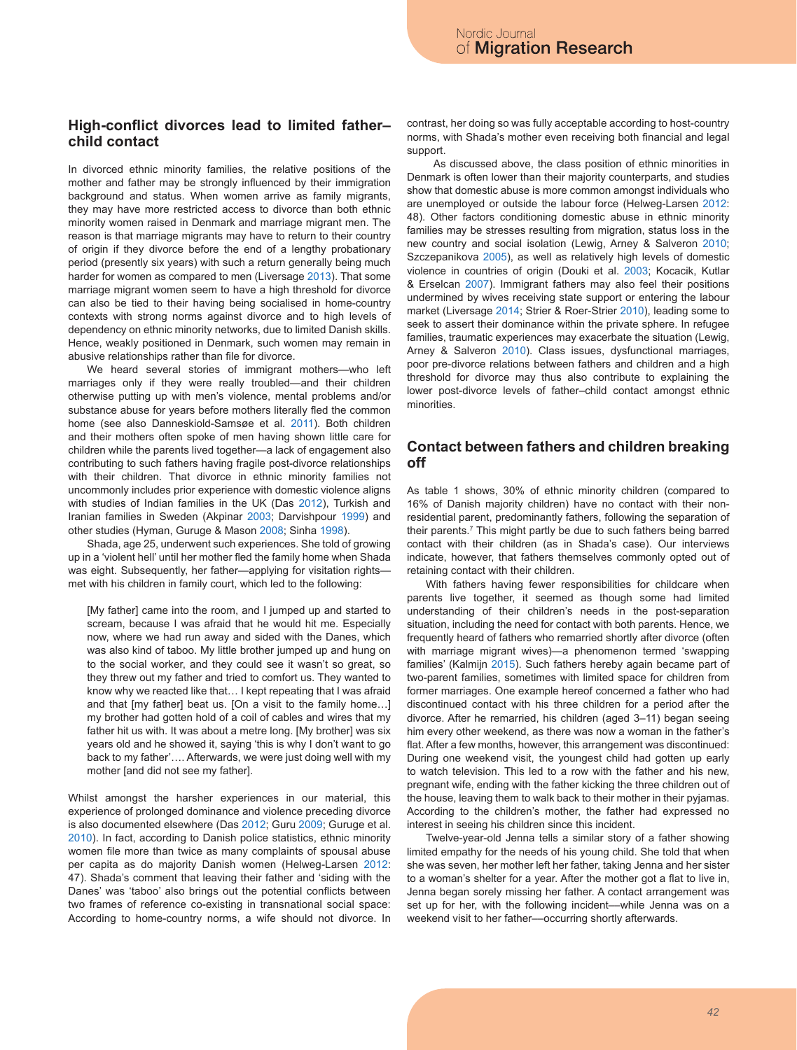## High-conflict divorces lead to limited father–child contact

In divorced ethnic minority families, the relative positions of the mother and father may be strongly influenced by their immigration background and status. When women arrive as family migrants, they may have more restricted access to divorce than both ethnic minority women raised in Denmark and marriage migrant men. The reason is that marriage migrants may have to return to their country of origin if they divorce before the end of a lengthy probationary period (presently six years) with such a return generally being much harder for women as compared to men (Liversage 2013). That some marriage migrant women seem to have a high threshold for divorce can also be tied to their having being socialised in home-country contexts with strong norms against divorce and to high levels of dependency on ethnic minority networks, due to limited Danish skills. Hence, weakly positioned in Denmark, such women may remain in abusive relationships rather than file for divorce.

We heard several stories of immigrant mothers—who left marriages only if they were really troubled—and their children otherwise putting up with men's violence, mental problems and/or substance abuse for years before mothers literally fled the common home (see also Danneskiold-Samsøe et al. 2011). Both children and their mothers often spoke of men having shown little care for children while the parents lived together—a lack of engagement also contributing to such fathers having fragile post-divorce relationships with their children. That divorce in ethnic minority families not uncommonly includes prior experience with domestic violence aligns with studies of Indian families in the UK (Das 2012), Turkish and Iranian families in Sweden (Akpinar 2003; Darvishpour 1999) and other studies (Hyman, Guruge & Mason 2008; Sinha 1998).

Shada, age 25, underwent such experiences. She told of growing up in a 'violent hell' until her mother fled the family home when Shada was eight. Subsequently, her father—applying for visitation rights—met with his children in family court, which led to the following:

> [My father] came into the room, and I jumped up and started to scream, because I was afraid that he would hit me. Especially now, where we had run away and sided with the Danes, which was also kind of taboo. My little brother jumped up and hung on to the social worker, and they could see it wasn't so great, so they threw out my father and tried to comfort us. They wanted to know why we reacted like that… I kept repeating that I was afraid and that [my father] beat us. [On a visit to the family home…] my brother had gotten hold of a coil of cables and wires that my father hit us with. It was about a metre long. [My brother] was six years old and he showed it, saying 'this is why I don't want to go back to my father'…. Afterwards, we were just doing well with my mother [and did not see my father].

Whilst amongst the harsher experiences in our material, this experience of prolonged dominance and violence preceding divorce is also documented elsewhere (Das 2012; Guru 2009; Guruge et al. 2010). In fact, according to Danish police statistics, ethnic minority women file more than twice as many complaints of spousal abuse per capita as do majority Danish women (Helweg-Larsen 2012: 47). Shada's comment that leaving their father and 'siding with the Danes' was 'taboo' also brings out the potential conflicts between two frames of reference co-existing in transnational social space: According to home-country norms, a wife should not divorce. In contrast, her doing so was fully acceptable according to host-country norms, with Shada's mother even receiving both financial and legal support.

As discussed above, the class position of ethnic minorities in Denmark is often lower than their majority counterparts, and studies show that domestic abuse is more common amongst individuals who are unemployed or outside the labour force (Helweg-Larsen 2012: 48). Other factors conditioning domestic abuse in ethnic minority families may be stresses resulting from migration, status loss in the new country and social isolation (Lewig, Arney & Salveron 2010; Szczepanikova 2005), as well as relatively high levels of domestic violence in countries of origin (Douki et al. 2003; Kocacik, Kutlar & Erselcan 2007). Immigrant fathers may also feel their positions undermined by wives receiving state support or entering the labour market (Liversage 2014; Strier & Roer-Strier 2010), leading some to seek to assert their dominance within the private sphere. In refugee families, traumatic experiences may exacerbate the situation (Lewig, Arney & Salveron 2010). Class issues, dysfunctional marriages, poor pre-divorce relations between fathers and children and a high threshold for divorce may thus also contribute to explaining the lower post-divorce levels of father–child contact amongst ethnic minorities.

## Contact between fathers and children breaking off

As table 1 shows, 30% of ethnic minority children (compared to 16% of Danish majority children) have no contact with their non-residential parent, predominantly fathers, following the separation of their parents.[7] This might partly be due to such fathers being barred contact with their children (as in Shada's case). Our interviews indicate, however, that fathers themselves commonly opted out of retaining contact with their children.

With fathers having fewer responsibilities for childcare when parents live together, it seemed as though some had limited understanding of their children's needs in the post-separation situation, including the need for contact with both parents. Hence, we frequently heard of fathers who remarried shortly after divorce (often with marriage migrant wives)—a phenomenon termed 'swapping families' (Kalmijn 2015). Such fathers hereby again became part of two-parent families, sometimes with limited space for children from former marriages. One example hereof concerned a father who had discontinued contact with his three children for a period after the divorce. After he remarried, his children (aged 3–11) began seeing him every other weekend, as there was now a woman in the father's flat. After a few months, however, this arrangement was discontinued: During one weekend visit, the youngest child had gotten up early to watch television. This led to a row with the father and his new, pregnant wife, ending with the father kicking the three children out of the house, leaving them to walk back to their mother in their pyjamas. According to the children's mother, the father had expressed no interest in seeing his children since this incident.

Twelve-year-old Jenna tells a similar story of a father showing limited empathy for the needs of his young child. She told that when she was seven, her mother left her father, taking Jenna and her sister to a woman's shelter for a year. After the mother got a flat to live in, Jenna began sorely missing her father. A contact arrangement was set up for her, with the following incident—while Jenna was on a weekend visit to her father—occurring shortly afterwards.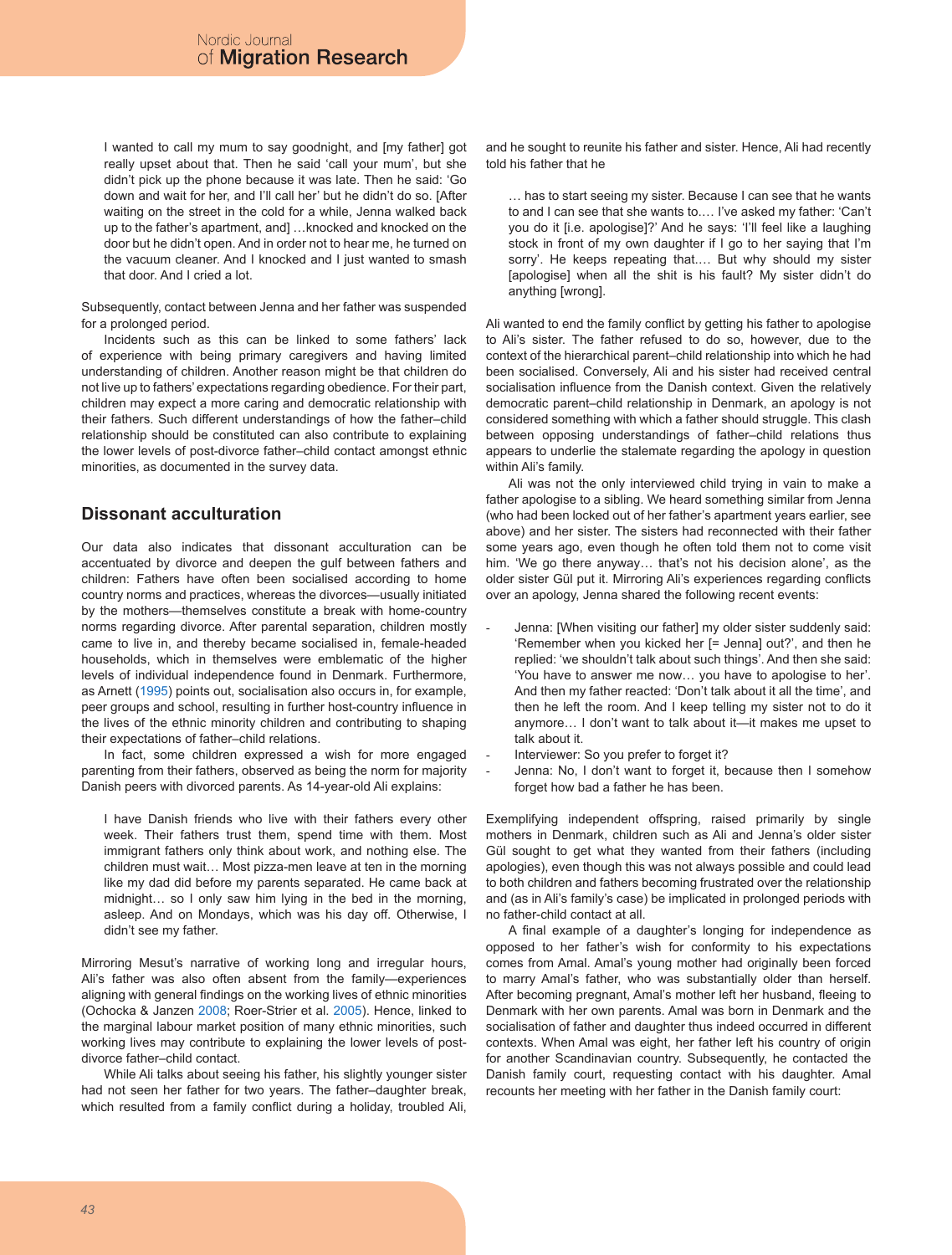I wanted to call my mum to say goodnight, and [my father] got really upset about that. Then he said 'call your mum', but she didn't pick up the phone because it was late. Then he said: 'Go down and wait for her, and I'll call her' but he didn't do so. [After waiting on the street in the cold for a while, Jenna walked back up to the father's apartment, and] …knocked and knocked on the door but he didn't open. And in order not to hear me, he turned on the vacuum cleaner. And I knocked and I just wanted to smash that door. And I cried a lot.

Subsequently, contact between Jenna and her father was suspended for a prolonged period.

Incidents such as this can be linked to some fathers' lack of experience with being primary caregivers and having limited understanding of children. Another reason might be that children do not live up to fathers' expectations regarding obedience. For their part, children may expect a more caring and democratic relationship with their fathers. Such different understandings of how the father–child relationship should be constituted can also contribute to explaining the lower levels of post-divorce father–child contact amongst ethnic minorities, as documented in the survey data.

## Dissonant acculturation

Our data also indicates that dissonant acculturation can be accentuated by divorce and deepen the gulf between fathers and children: Fathers have often been socialised according to home country norms and practices, whereas the divorces—usually initiated by the mothers—themselves constitute a break with home-country norms regarding divorce. After parental separation, children mostly came to live in, and thereby became socialised in, female-headed households, which in themselves were emblematic of the higher levels of individual independence found in Denmark. Furthermore, as Arnett (1995) points out, socialisation also occurs in, for example, peer groups and school, resulting in further host-country influence in the lives of the ethnic minority children and contributing to shaping their expectations of father–child relations.

In fact, some children expressed a wish for more engaged parenting from their fathers, observed as being the norm for majority Danish peers with divorced parents. As 14-year-old Ali explains:

I have Danish friends who live with their fathers every other week. Their fathers trust them, spend time with them. Most immigrant fathers only think about work, and nothing else. The children must wait… Most pizza-men leave at ten in the morning like my dad did before my parents separated. He came back at midnight… so I only saw him lying in the bed in the morning, asleep. And on Mondays, which was his day off. Otherwise, I didn't see my father.

Mirroring Mesut's narrative of working long and irregular hours, Ali's father was also often absent from the family—experiences aligning with general findings on the working lives of ethnic minorities (Ochocka & Janzen 2008; Roer-Strier et al. 2005). Hence, linked to the marginal labour market position of many ethnic minorities, such working lives may contribute to explaining the lower levels of post-divorce father–child contact.

While Ali talks about seeing his father, his slightly younger sister had not seen her father for two years. The father–daughter break, which resulted from a family conflict during a holiday, troubled Ali, and he sought to reunite his father and sister. Hence, Ali had recently told his father that he

… has to start seeing my sister. Because I can see that he wants to and I can see that she wants to.… I've asked my father: 'Can't you do it [i.e. apologise]?' And he says: 'I'll feel like a laughing stock in front of my own daughter if I go to her saying that I'm sorry'. He keeps repeating that.… But why should my sister [apologise] when all the shit is his fault? My sister didn't do anything [wrong].

Ali wanted to end the family conflict by getting his father to apologise to Ali's sister. The father refused to do so, however, due to the context of the hierarchical parent–child relationship into which he had been socialised. Conversely, Ali and his sister had received central socialisation influence from the Danish context. Given the relatively democratic parent–child relationship in Denmark, an apology is not considered something with which a father should struggle. This clash between opposing understandings of father–child relations thus appears to underlie the stalemate regarding the apology in question within Ali's family.

Ali was not the only interviewed child trying in vain to make a father apologise to a sibling. We heard something similar from Jenna (who had been locked out of her father's apartment years earlier, see above) and her sister. The sisters had reconnected with their father some years ago, even though he often told them not to come visit him. 'We go there anyway… that's not his decision alone', as the older sister Gül put it. Mirroring Ali's experiences regarding conflicts over an apology, Jenna shared the following recent events:

- Jenna: [When visiting our father] my older sister suddenly said: 'Remember when you kicked her [= Jenna] out?', and then he replied: 'we shouldn't talk about such things'. And then she said: 'You have to answer me now… you have to apologise to her'. And then my father reacted: 'Don't talk about it all the time', and then he left the room. And I keep telling my sister not to do it anymore… I don't want to talk about it—it makes me upset to talk about it.
- Interviewer: So you prefer to forget it?
- Jenna: No, I don't want to forget it, because then I somehow forget how bad a father he has been.

Exemplifying independent offspring, raised primarily by single mothers in Denmark, children such as Ali and Jenna's older sister Gül sought to get what they wanted from their fathers (including apologies), even though this was not always possible and could lead to both children and fathers becoming frustrated over the relationship and (as in Ali's family's case) be implicated in prolonged periods with no father-child contact at all.

A final example of a daughter's longing for independence as opposed to her father's wish for conformity to his expectations comes from Amal. Amal's young mother had originally been forced to marry Amal's father, who was substantially older than herself. After becoming pregnant, Amal's mother left her husband, fleeing to Denmark with her own parents. Amal was born in Denmark and the socialisation of father and daughter thus indeed occurred in different contexts. When Amal was eight, her father left his country of origin for another Scandinavian country. Subsequently, he contacted the Danish family court, requesting contact with his daughter. Amal recounts her meeting with her father in the Danish family court: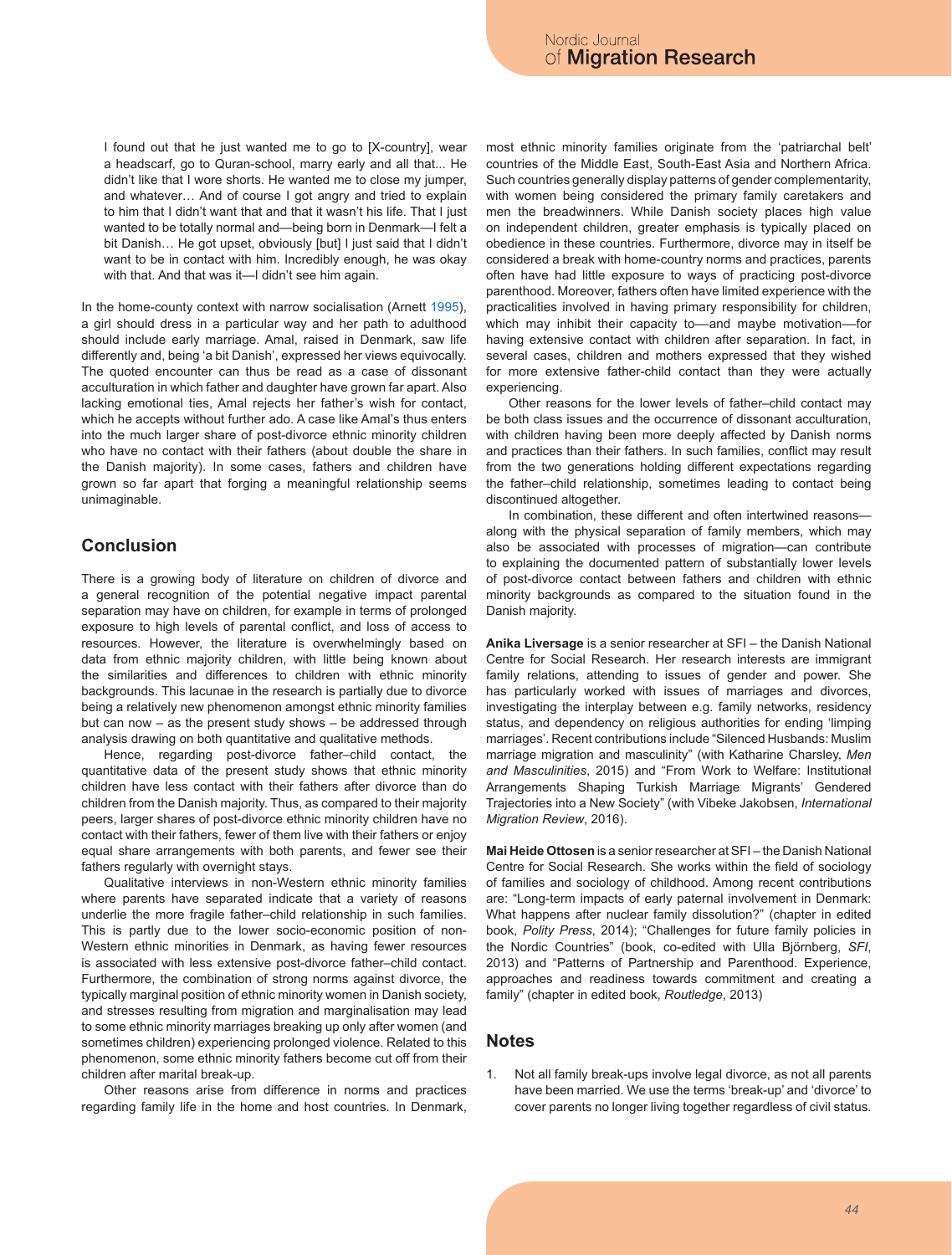> I found out that he just wanted me to go to [X-country], wear a headscarf, go to Quran-school, marry early and all that... He didn't like that I wore shorts. He wanted me to close my jumper, and whatever… And of course I got angry and tried to explain to him that I didn't want that and that it wasn't his life. That I just wanted to be totally normal and—being born in Denmark—I felt a bit Danish… He got upset, obviously [but] I just said that I didn't want to be in contact with him. Incredibly enough, he was okay with that. And that was it—I didn't see him again.

In the home-county context with narrow socialisation (Arnett 1995), a girl should dress in a particular way and her path to adulthood should include early marriage. Amal, raised in Denmark, saw life differently and, being 'a bit Danish', expressed her views equivocally. The quoted encounter can thus be read as a case of dissonant acculturation in which father and daughter have grown far apart. Also lacking emotional ties, Amal rejects her father's wish for contact, which he accepts without further ado. A case like Amal's thus enters into the much larger share of post-divorce ethnic minority children who have no contact with their fathers (about double the share in the Danish majority). In some cases, fathers and children have grown so far apart that forging a meaningful relationship seems unimaginable.

## Conclusion

There is a growing body of literature on children of divorce and a general recognition of the potential negative impact parental separation may have on children, for example in terms of prolonged exposure to high levels of parental conflict, and loss of access to resources. However, the literature is overwhelmingly based on data from ethnic majority children, with little being known about the similarities and differences to children with ethnic minority backgrounds. This lacunae in the research is partially due to divorce being a relatively new phenomenon amongst ethnic minority families but can now – as the present study shows – be addressed through analysis drawing on both quantitative and qualitative methods.

Hence, regarding post-divorce father–child contact, the quantitative data of the present study shows that ethnic minority children have less contact with their fathers after divorce than do children from the Danish majority. Thus, as compared to their majority peers, larger shares of post-divorce ethnic minority children have no contact with their fathers, fewer of them live with their fathers or enjoy equal share arrangements with both parents, and fewer see their fathers regularly with overnight stays.

Qualitative interviews in non-Western ethnic minority families where parents have separated indicate that a variety of reasons underlie the more fragile father–child relationship in such families. This is partly due to the lower socio-economic position of non-Western ethnic minorities in Denmark, as having fewer resources is associated with less extensive post-divorce father–child contact. Furthermore, the combination of strong norms against divorce, the typically marginal position of ethnic minority women in Danish society, and stresses resulting from migration and marginalisation may lead to some ethnic minority marriages breaking up only after women (and sometimes children) experiencing prolonged violence. Related to this phenomenon, some ethnic minority fathers become cut off from their children after marital break-up.

Other reasons arise from difference in norms and practices regarding family life in the home and host countries. In Denmark, most ethnic minority families originate from the 'patriarchal belt' countries of the Middle East, South-East Asia and Northern Africa. Such countries generally display patterns of gender complementarity, with women being considered the primary family caretakers and men the breadwinners. While Danish society places high value on independent children, greater emphasis is typically placed on obedience in these countries. Furthermore, divorce may in itself be considered a break with home-country norms and practices, parents often have had little exposure to ways of practicing post-divorce parenthood. Moreover, fathers often have limited experience with the practicalities involved in having primary responsibility for children, which may inhibit their capacity to—and maybe motivation—for having extensive contact with children after separation. In fact, in several cases, children and mothers expressed that they wished for more extensive father-child contact than they were actually experiencing.

Other reasons for the lower levels of father–child contact may be both class issues and the occurrence of dissonant acculturation, with children having been more deeply affected by Danish norms and practices than their fathers. In such families, conflict may result from the two generations holding different expectations regarding the father–child relationship, sometimes leading to contact being discontinued altogether.

In combination, these different and often intertwined reasons—along with the physical separation of family members, which may also be associated with processes of migration—can contribute to explaining the documented pattern of substantially lower levels of post-divorce contact between fathers and children with ethnic minority backgrounds as compared to the situation found in the Danish majority.

**Anika Liversage** is a senior researcher at SFI – the Danish National Centre for Social Research. Her research interests are immigrant family relations, attending to issues of gender and power. She has particularly worked with issues of marriages and divorces, investigating the interplay between e.g. family networks, residency status, and dependency on religious authorities for ending 'limping marriages'. Recent contributions include "Silenced Husbands: Muslim marriage migration and masculinity" (with Katharine Charsley, *Men and Masculinities*, 2015) and "From Work to Welfare: Institutional Arrangements Shaping Turkish Marriage Migrants' Gendered Trajectories into a New Society" (with Vibeke Jakobsen, *International Migration Review*, 2016).

**Mai Heide Ottosen** is a senior researcher at SFI – the Danish National Centre for Social Research. She works within the field of sociology of families and sociology of childhood. Among recent contributions are: "Long-term impacts of early paternal involvement in Denmark: What happens after nuclear family dissolution?" (chapter in edited book, *Polity Press*, 2014); "Challenges for future family policies in the Nordic Countries" (book, co-edited with Ulla Björnberg, *SFI*, 2013) and "Patterns of Partnership and Parenthood. Experience, approaches and readiness towards commitment and creating a family" (chapter in edited book, *Routledge*, 2013)

## Notes

1. Not all family break-ups involve legal divorce, as not all parents have been married. We use the terms 'break-up' and 'divorce' to cover parents no longer living together regardless of civil status.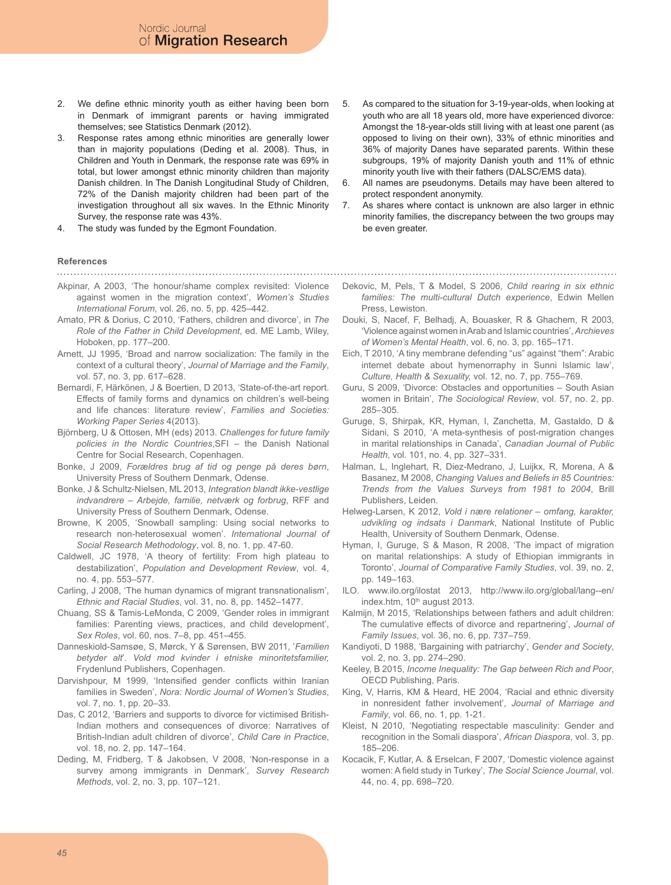2. We define ethnic minority youth as either having been born in Denmark of immigrant parents or having immigrated themselves; see Statistics Denmark (2012).
3. Response rates among ethnic minorities are generally lower than in majority populations (Deding et al. 2008). Thus, in Children and Youth in Denmark, the response rate was 69% in total, but lower amongst ethnic minority children than majority Danish children. In The Danish Longitudinal Study of Children, 72% of the Danish majority children had been part of the investigation throughout all six waves. In the Ethnic Minority Survey, the response rate was 43%.
4. The study was funded by the Egmont Foundation.
5. As compared to the situation for 3-19-year-olds, when looking at youth who are all 18 years old, more have experienced divorce: Amongst the 18-year-olds still living with at least one parent (as opposed to living on their own), 33% of ethnic minorities and 36% of majority Danes have separated parents. Within these subgroups, 19% of majority Danish youth and 11% of ethnic minority youth live with their fathers (DALSC/EMS data).
6. All names are pseudonyms. Details may have been altered to protect respondent anonymity.
7. As shares where contact is unknown are also larger in ethnic minority families, the discrepancy between the two groups may be even greater.

### References

Akpinar, A 2003, 'The honour/shame complex revisited: Violence against women in the migration context', *Women's Studies International Forum*, vol. 26, no. 5, pp. 425–442.

Amato, PR & Dorius, C 2010, 'Fathers, children and divorce', in *The Role of the Father in Child Development*, ed. ME Lamb, Wiley, Hoboken, pp. 177–200.

Arnett, JJ 1995, 'Broad and narrow socialization: The family in the context of a cultural theory', *Journal of Marriage and the Family*, vol. 57, no. 3, pp. 617–628.

Bernardi, F, Härkönen, J & Boertien, D 2013, 'State-of-the-art report. Effects of family forms and dynamics on children's well-being and life chances: literature review', *Families and Societies: Working Paper Series* 4(2013).

Björnberg, U & Ottosen, MH (eds) 2013. *Challenges for future family policies in the Nordic Countries*,SFI – the Danish National Centre for Social Research, Copenhagen.

Bonke, J 2009, *Forældres brug af tid og penge på deres børn*, University Press of Southern Denmark, Odense.

Bonke, J & Schultz-Nielsen, ML 2013, *Integration blandt ikke-vestlige indvandrere – Arbejde, familie, netværk og forbrug*, RFF and University Press of Southern Denmark, Odense.

Browne, K 2005, 'Snowball sampling: Using social networks to research non-heterosexual women'. *International Journal of Social Research Methodology*, vol. 8, no. 1, pp. 47-60.

Caldwell, JC 1978, 'A theory of fertility: From high plateau to destabilization', *Population and Development Review*, vol. 4, no. 4, pp. 553–577.

Carling, J 2008, 'The human dynamics of migrant transnationalism', *Ethnic and Racial Studies*, vol. 31, no. 8, pp. 1452–1477.

Chuang, SS & Tamis-LeMonda, C 2009, 'Gender roles in immigrant families: Parenting views, practices, and child development', *Sex Roles*, vol. 60, nos. 7–8, pp. 451–455.

Danneskiold-Samsøe, S, Mørck, Y & Sørensen, BW 2011, '*Familien betyder alt*'. *Vold mod kvinder i etniske minoritetsfamilier,* Frydenlund Publishers, Copenhagen.

Darvishpour, M 1999, 'Intensified gender conflicts within Iranian families in Sweden', *Nora: Nordic Journal of Women's Studies*, vol. 7, no. 1, pp. 20–33.

Das, C 2012, 'Barriers and supports to divorce for victimised British-Indian mothers and consequences of divorce: Narratives of British-Indian adult children of divorce', *Child Care in Practice*, vol. 18, no. 2, pp. 147–164.

Deding, M, Fridberg, T & Jakobsen, V 2008, 'Non-response in a survey among immigrants in Denmark', *Survey Research Methods*, vol. 2, no. 3, pp. 107–121.

Dekovic, M, Pels, T & Model, S 2006, *Child rearing in six ethnic families: The multi-cultural Dutch experience*, Edwin Mellen Press, Lewiston.

Douki, S, Nacef, F, Belhadj, A, Bouasker, R & Ghachem, R 2003, 'Violence against women in Arab and Islamic countries', *Archieves of Women's Mental Health*, vol. 6, no. 3, pp. 165–171.

Eich, T 2010, 'A tiny membrane defending "us" against "them": Arabic internet debate about hymenorraphy in Sunni Islamic law', *Culture, Health & Sexuality,* vol. 12, no. 7, pp. 755–769.

Guru, S 2009, 'Divorce: Obstacles and opportunities – South Asian women in Britain', *The Sociological Review*, vol. 57, no. 2, pp. 285–305.

Guruge, S, Shirpak, KR, Hyman, I, Zanchetta, M, Gastaldo, D & Sidani, S 2010, 'A meta-synthesis of post-migration changes in marital relationships in Canada', *Canadian Journal of Public Health*, vol. 101, no. 4, pp. 327–331.

Halman, L, Inglehart, R, Diez-Medrano, J, Luijkx, R, Morena, A & Basanez, M 2008, *Changing Values and Beliefs in 85 Countries: Trends from the Values Surveys from 1981 to 2004*, Brill Publishers, Leiden.

Helweg-Larsen, K 2012, *Vold i nære relationer – omfang, karakter, udvikling og indsats i Danmark*, National Institute of Public Health, University of Southern Denmark, Odense.

Hyman, I, Guruge, S & Mason, R 2008, 'The impact of migration on marital relationships: A study of Ethiopian immigrants in Toronto', *Journal of Comparative Family Studies*, vol. 39, no. 2, pp. 149–163.

ILO. www.ilo.org/ilostat 2013, http://www.ilo.org/global/lang--en/index.htm, 10th august 2013.

Kalmijn, M 2015, 'Relationships between fathers and adult children: The cumulative effects of divorce and repartnering', *Journal of Family Issues*, vol. 36, no. 6, pp. 737–759.

Kandiyoti, D 1988, 'Bargaining with patriarchy', *Gender and Society*, vol. 2, no. 3, pp. 274–290.

Keeley, B 2015, *Income Inequality: The Gap between Rich and Poor*, OECD Publishing, Paris.

King, V, Harris, KM & Heard, HE 2004, 'Racial and ethnic diversity in nonresident father involvement', *Journal of Marriage and Family*, vol. 66, no. 1, pp. 1-21.

Kleist, N 2010, 'Negotiating respectable masculinity: Gender and recognition in the Somali diaspora', *African Diaspora*, vol. 3, pp. 185–206.

Kocacik, F, Kutlar, A. & Erselcan, F 2007, 'Domestic violence against women: A field study in Turkey', *The Social Science Journal*, vol. 44, no. 4, pp. 698–720.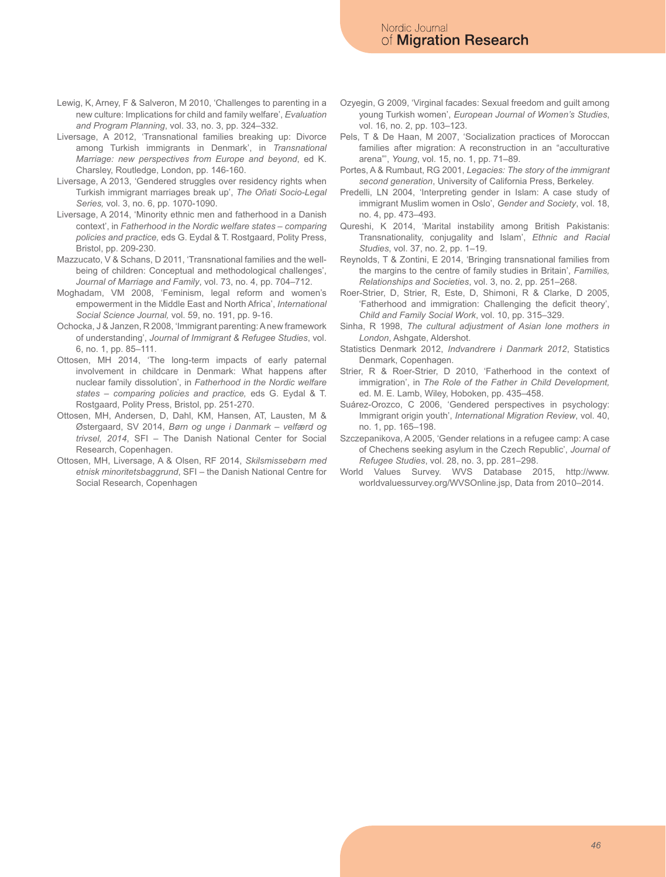Lewig, K, Arney, F & Salveron, M 2010, 'Challenges to parenting in a new culture: Implications for child and family welfare', *Evaluation and Program Planning*, vol. 33, no. 3, pp. 324–332.

Liversage, A 2012, 'Transnational families breaking up: Divorce among Turkish immigrants in Denmark', in *Transnational Marriage: new perspectives from Europe and beyond*, ed K. Charsley, Routledge, London, pp. 146-160.

Liversage, A 2013, 'Gendered struggles over residency rights when Turkish immigrant marriages break up', *The Oñati Socio-Legal Series,* vol. 3, no. 6, pp. 1070-1090.

Liversage, A 2014, 'Minority ethnic men and fatherhood in a Danish context', in *Fatherhood in the Nordic welfare states – comparing policies and practice,* eds G. Eydal & T. Rostgaard, Polity Press, Bristol, pp. 209-230.

Mazzucato, V & Schans, D 2011, 'Transnational families and the well-being of children: Conceptual and methodological challenges', *Journal of Marriage and Family*, vol. 73, no. 4, pp. 704–712.

Moghadam, VM 2008, 'Feminism, legal reform and women's empowerment in the Middle East and North Africa', *International Social Science Journal,* vol. 59, no. 191, pp. 9-16.

Ochocka, J & Janzen, R 2008, 'Immigrant parenting: A new framework of understanding', *Journal of Immigrant & Refugee Studies*, vol. 6, no. 1, pp. 85–111.

Ottosen, MH 2014, 'The long-term impacts of early paternal involvement in childcare in Denmark: What happens after nuclear family dissolution', in *Fatherhood in the Nordic welfare states – comparing policies and practice,* eds G. Eydal & T. Rostgaard, Polity Press, Bristol, pp. 251-270.

Ottosen, MH, Andersen, D, Dahl, KM, Hansen, AT, Lausten, M & Østergaard, SV 2014, *Børn og unge i Danmark – velfærd og trivsel, 2014*, SFI – The Danish National Center for Social Research, Copenhagen.

Ottosen, MH, Liversage, A & Olsen, RF 2014, *Skilsmissebørn med etnisk minoritetsbaggrund*, SFI – the Danish National Centre for Social Research, Copenhagen

Ozyegin, G 2009, 'Virginal facades: Sexual freedom and guilt among young Turkish women', *European Journal of Women's Studies*, vol. 16, no. 2, pp. 103–123.

Pels, T & De Haan, M 2007, 'Socialization practices of Moroccan families after migration: A reconstruction in an "acculturative arena"', *Young*, vol. 15, no. 1, pp. 71–89.

Portes, A & Rumbaut, RG 2001, *Legacies: The story of the immigrant second generation*, University of California Press, Berkeley.

Predelli, LN 2004, 'Interpreting gender in Islam: A case study of immigrant Muslim women in Oslo', *Gender and Society*, vol. 18, no. 4, pp. 473–493.

Qureshi, K 2014, 'Marital instability among British Pakistanis: Transnationality, conjugality and Islam', *Ethnic and Racial Studies*, vol. 37, no. 2, pp. 1–19.

Reynolds, T & Zontini, E 2014, 'Bringing transnational families from the margins to the centre of family studies in Britain', *Families, Relationships and Societies*, vol. 3, no. 2, pp. 251–268.

Roer-Strier, D, Strier, R, Este, D, Shimoni, R & Clarke, D 2005, 'Fatherhood and immigration: Challenging the deficit theory', *Child and Family Social Work*, vol. 10, pp. 315–329.

Sinha, R 1998, *The cultural adjustment of Asian lone mothers in London*, Ashgate, Aldershot.

Statistics Denmark 2012, *Indvandrere i Danmark 2012*, Statistics Denmark, Copenhagen.

Strier, R & Roer-Strier, D 2010, 'Fatherhood in the context of immigration', in *The Role of the Father in Child Development,* ed. M. E. Lamb, Wiley, Hoboken, pp. 435–458.

Suárez-Orozco, C 2006, 'Gendered perspectives in psychology: Immigrant origin youth', *International Migration Review*, vol. 40, no. 1, pp. 165–198.

Szczepanikova, A 2005, 'Gender relations in a refugee camp: A case of Chechens seeking asylum in the Czech Republic', *Journal of Refugee Studies*, vol. 28, no. 3, pp. 281–298.

World Values Survey. WVS Database 2015, http://www.worldvaluessurvey.org/WVSOnline.jsp, Data from 2010–2014.